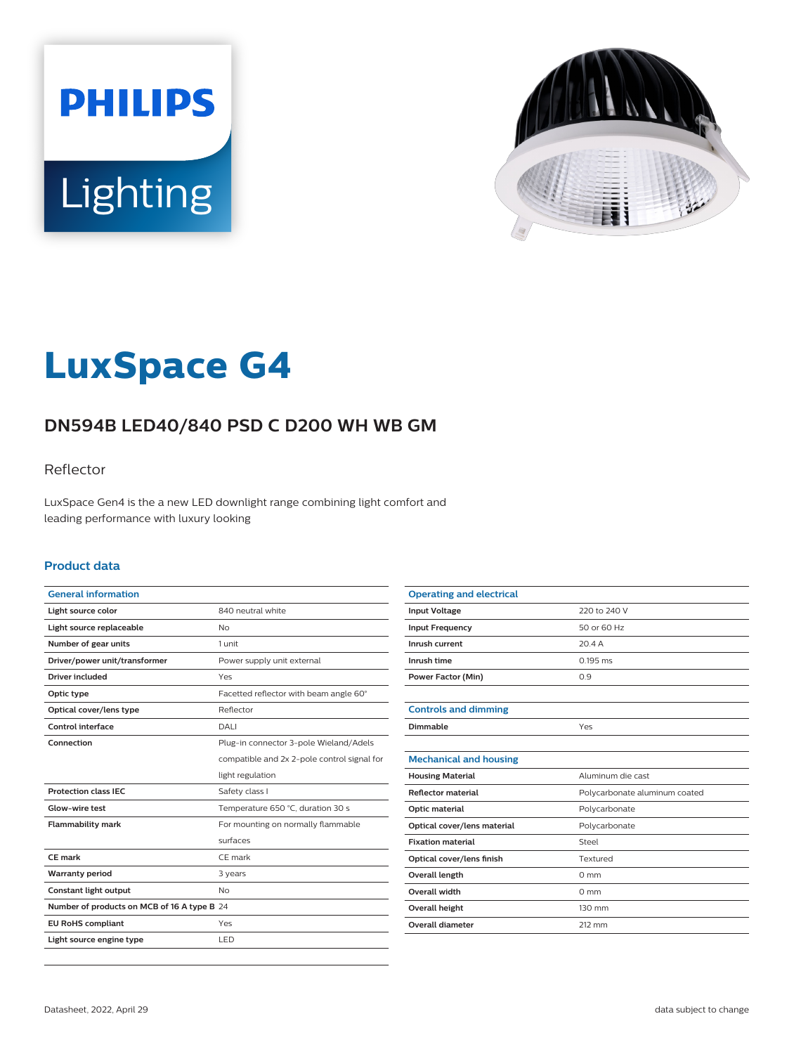PHILIPS

Lighting

# LuxSpace G4

## DN594B LED40/840 PSD C D200 WH WB GM

Reflector

LuxSpace Gen4 is the a new LED downlight range combining light comfort and leading performance with luxury looking

### Product data

| General information | |
|---|---|
| Light source color | 840 neutral white |
| Light source replaceable | No |
| Number of gear units | 1 unit |
| Driver/power unit/transformer | Power supply unit external |
| Driver included | Yes |
| Optic type | Facetted reflector with beam angle 60° |
| Optical cover/lens type | Reflector |
| Control interface | DALI |
| Connection | Plug-in connector 3-pole Wieland/Adels compatible and 2x 2-pole control signal for light regulation |
| Protection class IEC | Safety class I |
| Glow-wire test | Temperature 650 °C, duration 30 s |
| Flammability mark | For mounting on normally flammable surfaces |
| CE mark | CE mark |
| Warranty period | 3 years |
| Constant light output | No |
| Number of products on MCB of 16 A type B | 24 |
| EU RoHS compliant | Yes |
| Light source engine type | LED |

| Operating and electrical | |
|---|---|
| Input Voltage | 220 to 240 V |
| Input Frequency | 50 or 60 Hz |
| Inrush current | 20.4 A |
| Inrush time | 0.195 ms |
| Power Factor (Min) | 0.9 |

| Controls and dimming | |
|---|---|
| Dimmable | Yes |

| Mechanical and housing | |
|---|---|
| Housing Material | Aluminum die cast |
| Reflector material | Polycarbonate aluminum coated |
| Optic material | Polycarbonate |
| Optical cover/lens material | Polycarbonate |
| Fixation material | Steel |
| Optical cover/lens finish | Textured |
| Overall length | 0 mm |
| Overall width | 0 mm |
| Overall height | 130 mm |
| Overall diameter | 212 mm |

Datasheet, 2022, April 29

data subject to change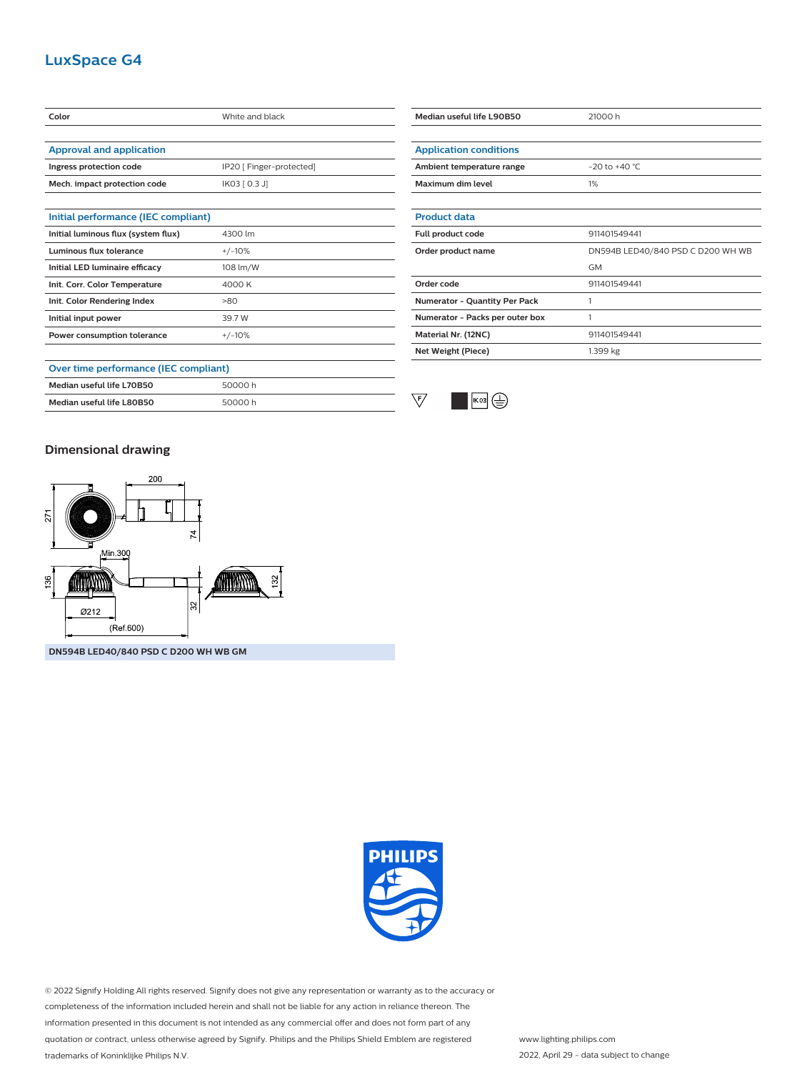# LuxSpace G4

| | |
|---|---|
| Color | White and black |

## Approval and application

| | |
|---|---|
| Ingress protection code | IP20 [ Finger-protected] |
| Mech. impact protection code | IK03 [ 0.3 J] |

## Initial performance (IEC compliant)

| | |
|---|---|
| Initial luminous flux (system flux) | 4300 lm |
| Luminous flux tolerance | +/-10% |
| Initial LED luminaire efficacy | 108 lm/W |
| Init. Corr. Color Temperature | 4000 K |
| Init. Color Rendering Index | >80 |
| Initial input power | 39.7 W |
| Power consumption tolerance | +/-10% |

## Over time performance (IEC compliant)

| | |
|---|---|
| Median useful life L70B50 | 50000 h |
| Median useful life L80B50 | 50000 h |
| Median useful life L90B50 | 21000 h |

## Application conditions

| | |
|---|---|
| Ambient temperature range | -20 to +40 °C |
| Maximum dim level | 1% |

## Product data

| | |
|---|---|
| Full product code | 911401549441 |
| Order product name | DN594B LED40/840 PSD C D200 WH WB GM |
| Order code | 911401549441 |
| Numerator - Quantity Per Pack | 1 |
| Numerator - Packs per outer box | 1 |
| Material Nr. (12NC) | 911401549441 |
| Net Weight (Piece) | 1.399 kg |

## Dimensional drawing

200
271
74
Min.300
136
Ø212
(Ref.600)
32
132

DN594B LED40/840 PSD C D200 WH WB GM

© 2022 Signify Holding All rights reserved. Signify does not give any representation or warranty as to the accuracy or completeness of the information included herein and shall not be liable for any action in reliance thereon. The information presented in this document is not intended as any commercial offer and does not form part of any quotation or contract, unless otherwise agreed by Signify. Philips and the Philips Shield Emblem are registered trademarks of Koninklijke Philips N.V.

www.lighting.philips.com
2022, April 29 - data subject to change